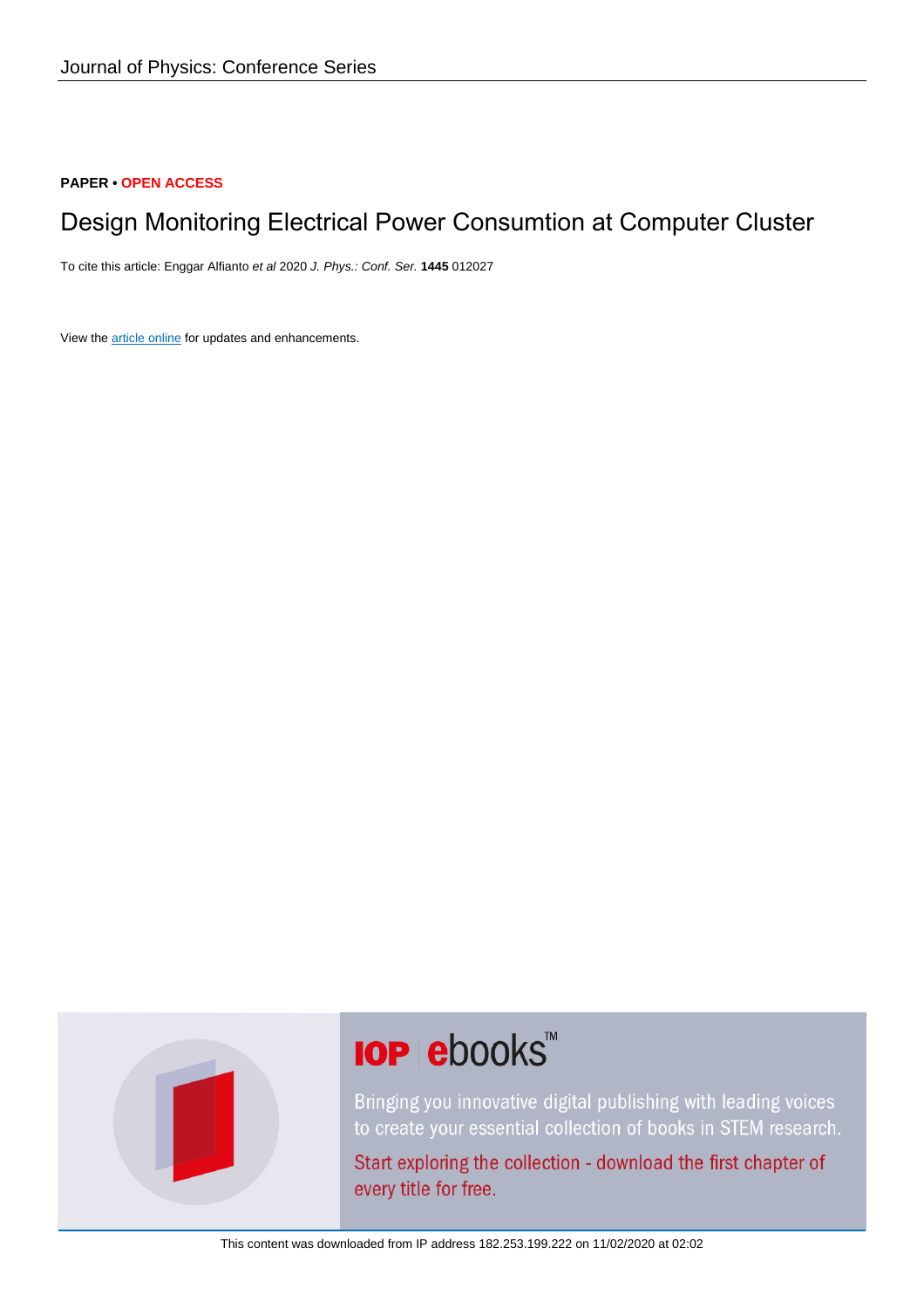Journal of Physics: Conference Series

**PAPER • OPEN ACCESS**

# Design Monitoring Electrical Power Consumtion at Computer Cluster

To cite this article: Enggar Alfianto *et al* 2020 *J. Phys.: Conf. Ser.* **1445** 012027

View the article online for updates and enhancements.

IOP ebooks™

Bringing you innovative digital publishing with leading voices to create your essential collection of books in STEM research.

Start exploring the collection - download the first chapter of every title for free.

This content was downloaded from IP address 182.253.199.222 on 11/02/2020 at 02:02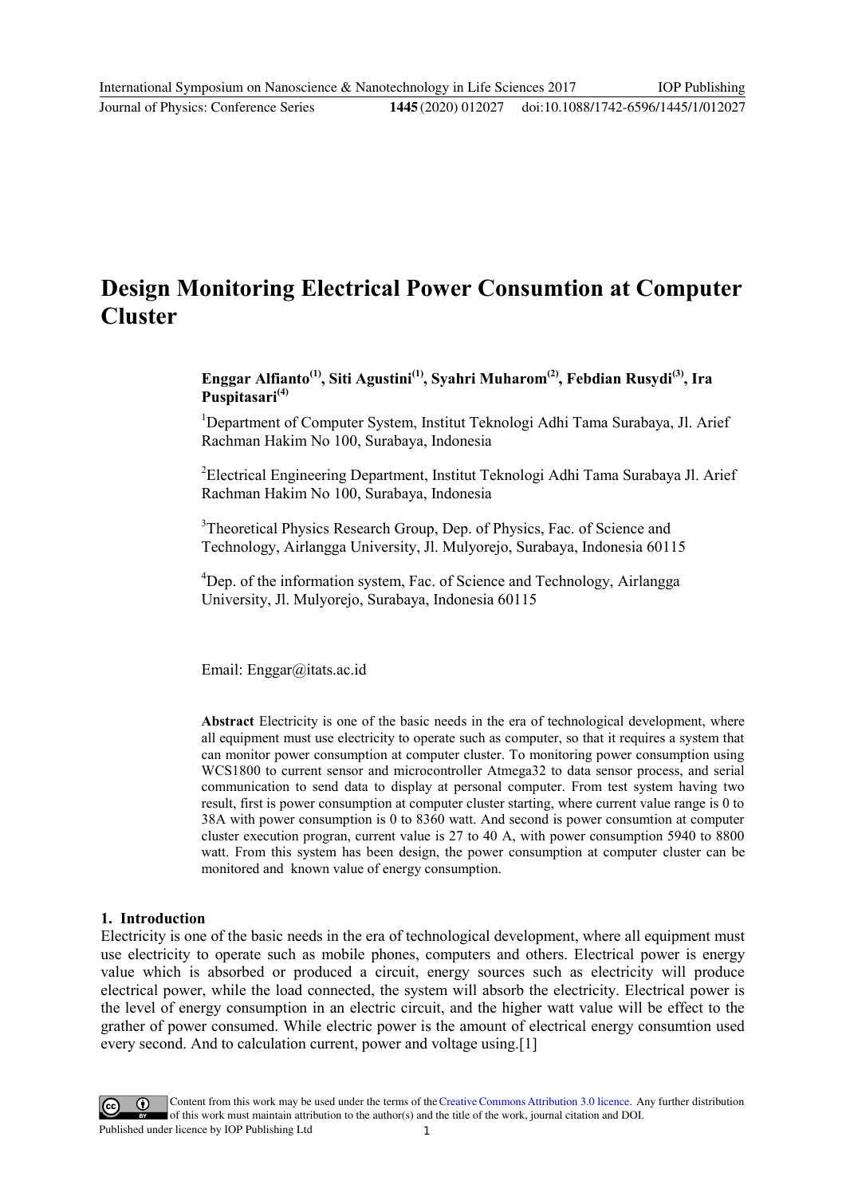# Design Monitoring Electrical Power Consumtion at Computer Cluster

**Enggar Alfianto[1], Siti Agustini[1], Syahri Muharom[2], Febdian Rusydi[3], Ira Puspitasari[4]**

[1]Department of Computer System, Institut Teknologi Adhi Tama Surabaya, Jl. Arief Rachman Hakim No 100, Surabaya, Indonesia

[2]Electrical Engineering Department, Institut Teknologi Adhi Tama Surabaya Jl. Arief Rachman Hakim No 100, Surabaya, Indonesia

[3]Theoretical Physics Research Group, Dep. of Physics, Fac. of Science and Technology, Airlangga University, Jl. Mulyorejo, Surabaya, Indonesia 60115

[4]Dep. of the information system, Fac. of Science and Technology, Airlangga University, Jl. Mulyorejo, Surabaya, Indonesia 60115

Email: Enggar@itats.ac.id

**Abstract** Electricity is one of the basic needs in the era of technological development, where all equipment must use electricity to operate such as computer, so that it requires a system that can monitor power consumption at computer cluster. To monitoring power consumption using WCS1800 to current sensor and microcontroller Atmega32 to data sensor process, and serial communication to send data to display at personal computer. From test system having two result, first is power consumption at computer cluster starting, where current value range is 0 to 38A with power consumption is 0 to 8360 watt. And second is power consumtion at computer cluster execution progran, current value is 27 to 40 A, with power consumption 5940 to 8800 watt. From this system has been design, the power consumption at computer cluster can be monitored and known value of energy consumption.

## 1. Introduction

Electricity is one of the basic needs in the era of technological development, where all equipment must use electricity to operate such as mobile phones, computers and others. Electrical power is energy value which is absorbed or produced a circuit, energy sources such as electricity will produce electrical power, while the load connected, the system will absorb the electricity. Electrical power is the level of energy consumption in an electric circuit, and the higher watt value will be effect to the grather of power consumed. While electric power is the amount of electrical energy consumtion used every second. And to calculation current, power and voltage using.[1]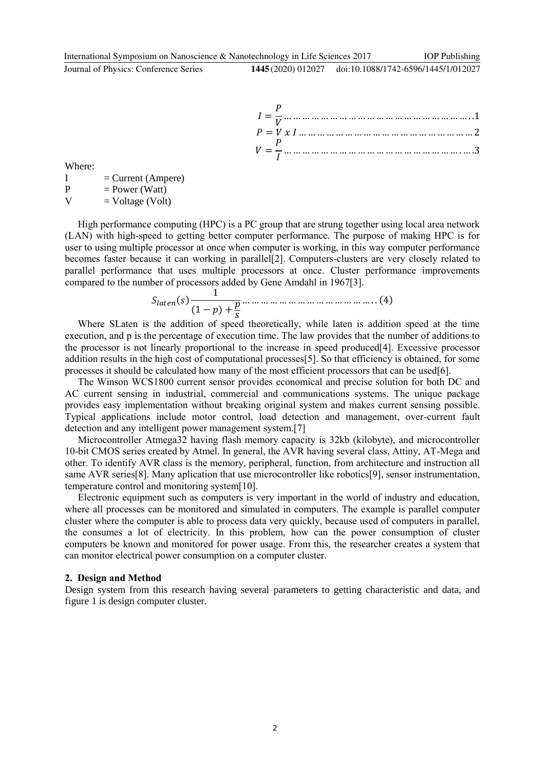$$I = \frac{P}{V} \quad \text{......} 1$$

$$P = V \; x \; I \quad \text{......} 2$$

$$V = \frac{P}{I} \quad \text{......} 3$$

Where:

I = Current (Ampere)
P = Power (Watt)
V = Voltage (Volt)

High performance computing (HPC) is a PC group that are strung together using local area network (LAN) with high-speed to getting better computer performance. The purpose of making HPC is for user to using multiple processor at once when computer is working, in this way computer performance becomes faster because it can working in parallel[2]. Computers-clusters are very closely related to parallel performance that uses multiple processors at once. Cluster performance improvements compared to the number of processors added by Gene Amdahl in 1967[3].

$$S_{laten}(s) \frac{1}{(1-p)+\frac{p}{s}} \quad \text{......} (4)$$

Where SLaten is the addition of speed theoretically, while laten is addition speed at the time execution, and p is the percentage of execution time. The law provides that the number of additions to the processor is not linearly proportional to the increase in speed produced[4]. Excessive processor addition results in the high cost of computational processes[5]. So that efficiency is obtained, for some processes it should be calculated how many of the most efficient processors that can be used[6].

The Winson WCS1800 current sensor provides economical and precise solution for both DC and AC current sensing in industrial, commercial and communications systems. The unique package provides easy implementation without breaking original system and makes current sensing possible. Typical applications include motor control, load detection and management, over-current fault detection and any intelligent power management system.[7]

Microcontroller Atmega32 having flash memory capacity is 32kb (kilobyte), and microcontroller 10-bit CMOS series created by Atmel. In general, the AVR having several class, Attiny, AT-Mega and other. To identify AVR class is the memory, peripheral, function, from architecture and instruction all same AVR series[8]. Many aplication that use microcontroller like robotics[9], sensor instrumentation, temperature control and monitoring system[10].

Electronic equipment such as computers is very important in the world of industry and education, where all processes can be monitored and simulated in computers. The example is parallel computer cluster where the computer is able to process data very quickly, because used of computers in parallel, the consumes a lot of electricity. In this problem, how can the power consumption of cluster computers be known and monitored for power usage. From this, the researcher creates a system that can monitor electrical power consumption on a computer cluster.

## 2. Design and Method

Design system from this research having several parameters to getting characteristic and data, and figure 1 is design computer cluster.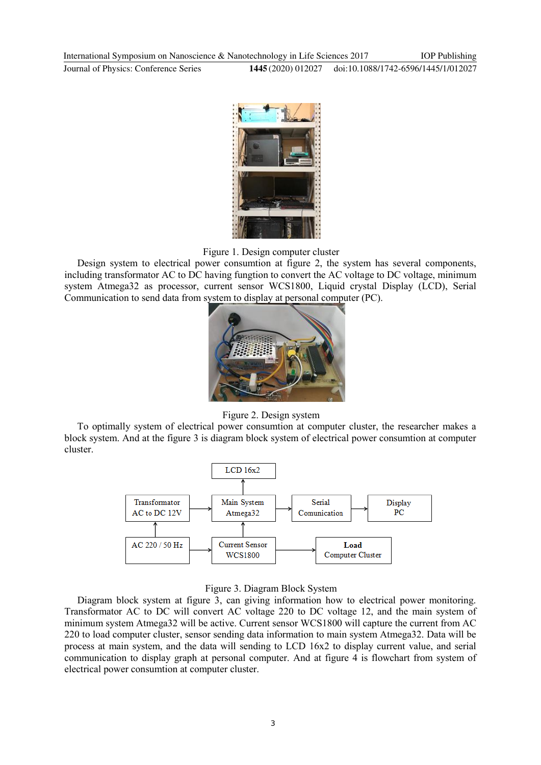Figure 1. Design computer cluster

Design system to electrical power consumtion at figure 2, the system has several components, including transformator AC to DC having fungtion to convert the AC voltage to DC voltage, minimum system Atmega32 as processor, current sensor WCS1800, Liquid crystal Display (LCD), Serial Communication to send data from system to display at personal computer (PC).

Figure 2. Design system

To optimally system of electrical power consumtion at computer cluster, the researcher makes a block system. And at the figure 3 is diagram block system of electrical power consumtion at computer cluster.

Figure 3. Diagram Block System

Diagram block system at figure 3, can giving information how to electrical power monitoring. Transformator AC to DC will convert AC voltage 220 to DC voltage 12, and the main system of minimum system Atmega32 will be active. Current sensor WCS1800 will capture the current from AC 220 to load computer cluster, sensor sending data information to main system Atmega32. Data will be process at main system, and the data will sending to LCD 16x2 to display current value, and serial communication to display graph at personal computer. And at figure 4 is flowchart from system of electrical power consumtion at computer cluster.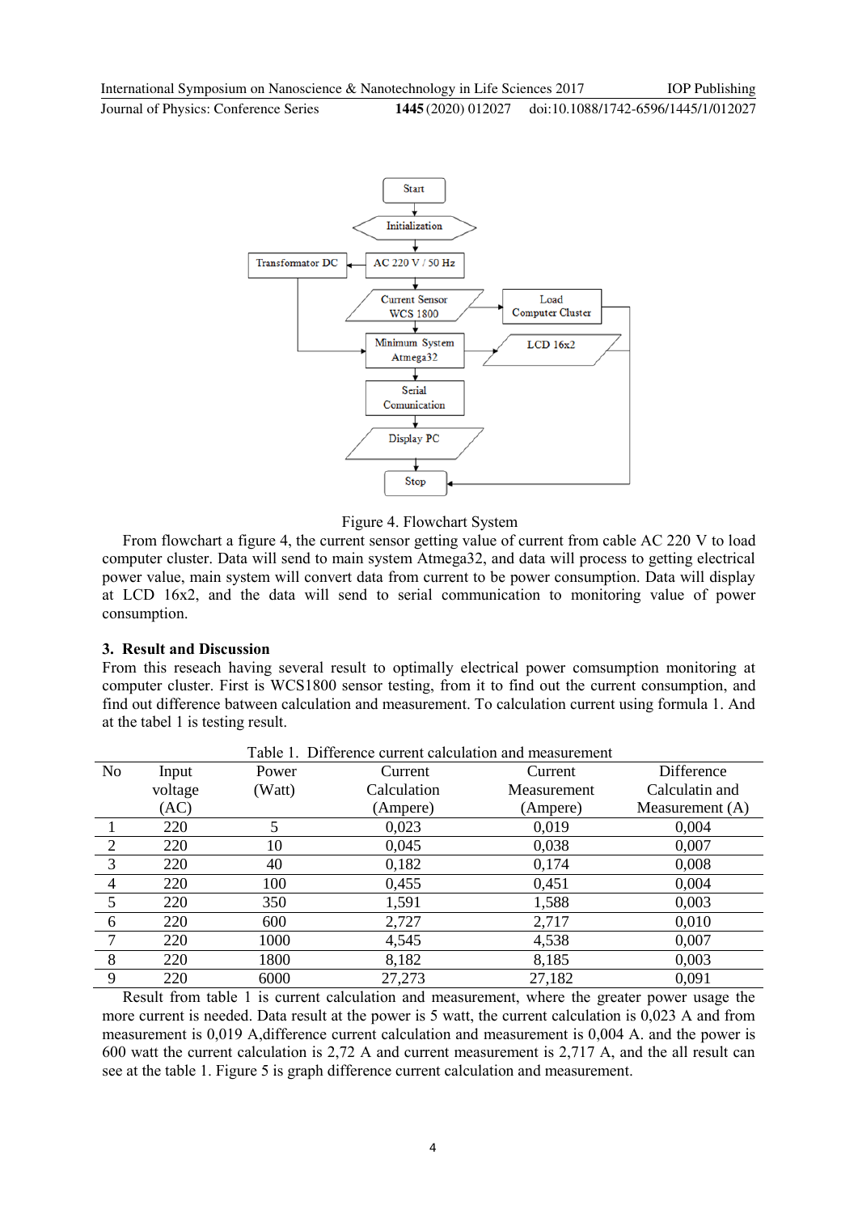Figure 4. Flowchart System

From flowchart a figure 4, the current sensor getting value of current from cable AC 220 V to load computer cluster. Data will send to main system Atmega32, and data will process to getting electrical power value, main system will convert data from current to be power consumption. Data will display at LCD 16x2, and the data will send to serial communication to monitoring value of power consumption.

## 3. Result and Discussion

From this reseach having several result to optimally electrical power comsumption monitoring at computer cluster. First is WCS1800 sensor testing, from it to find out the current consumption, and find out difference batween calculation and measurement. To calculation current using formula 1. And at the tabel 1 is testing result.

Table 1. Difference current calculation and measurement

| No | Input voltage (AC) | Power (Watt) | Current Calculation (Ampere) | Current Measurement (Ampere) | Difference Calculatin and Measurement (A) |
|---|---|---|---|---|---|
| 1 | 220 | 5 | 0,023 | 0,019 | 0,004 |
| 2 | 220 | 10 | 0,045 | 0,038 | 0,007 |
| 3 | 220 | 40 | 0,182 | 0,174 | 0,008 |
| 4 | 220 | 100 | 0,455 | 0,451 | 0,004 |
| 5 | 220 | 350 | 1,591 | 1,588 | 0,003 |
| 6 | 220 | 600 | 2,727 | 2,717 | 0,010 |
| 7 | 220 | 1000 | 4,545 | 4,538 | 0,007 |
| 8 | 220 | 1800 | 8,182 | 8,185 | 0,003 |
| 9 | 220 | 6000 | 27,273 | 27,182 | 0,091 |

Result from table 1 is current calculation and measurement, where the greater power usage the more current is needed. Data result at the power is 5 watt, the current calculation is 0,023 A and from measurement is 0,019 A,difference current calculation and measurement is 0,004 A. and the power is 600 watt the current calculation is 2,72 A and current measurement is 2,717 A, and the all result can see at the table 1. Figure 5 is graph difference current calculation and measurement.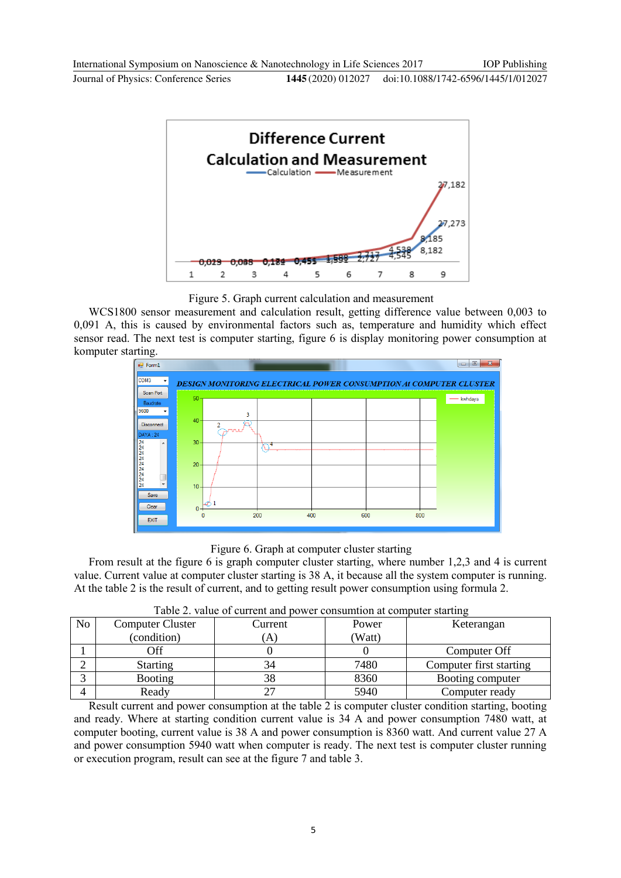Figure 5. Graph current calculation and measurement

WCS1800 sensor measurement and calculation result, getting difference value between 0,003 to 0,091 A, this is caused by environmental factors such as, temperature and humidity which effect sensor read. The next test is computer starting, figure 6 is display monitoring power consumption at komputer starting.

Figure 6. Graph at computer cluster starting

From result at the figure 6 is graph computer cluster starting, where number 1,2,3 and 4 is current value. Current value at computer cluster starting is 38 A, it because all the system computer is running. At the table 2 is the result of current, and to getting result power consumption using formula 2.

Table 2. value of current and power consumtion at computer starting

| No | Computer Cluster (condition) | Current (A) | Power (Watt) | Keterangan |
|---|---|---|---|---|
| 1 | Off | 0 | 0 | Computer Off |
| 2 | Starting | 34 | 7480 | Computer first starting |
| 3 | Booting | 38 | 8360 | Booting computer |
| 4 | Ready | 27 | 5940 | Computer ready |

Result current and power consumption at the table 2 is computer cluster condition starting, booting and ready. Where at starting condition current value is 34 A and power consumption 7480 watt, at computer booting, current value is 38 A and power consumption is 8360 watt. And current value 27 A and power consumption 5940 watt when computer is ready. The next test is computer cluster running or execution program, result can see at the figure 7 and table 3.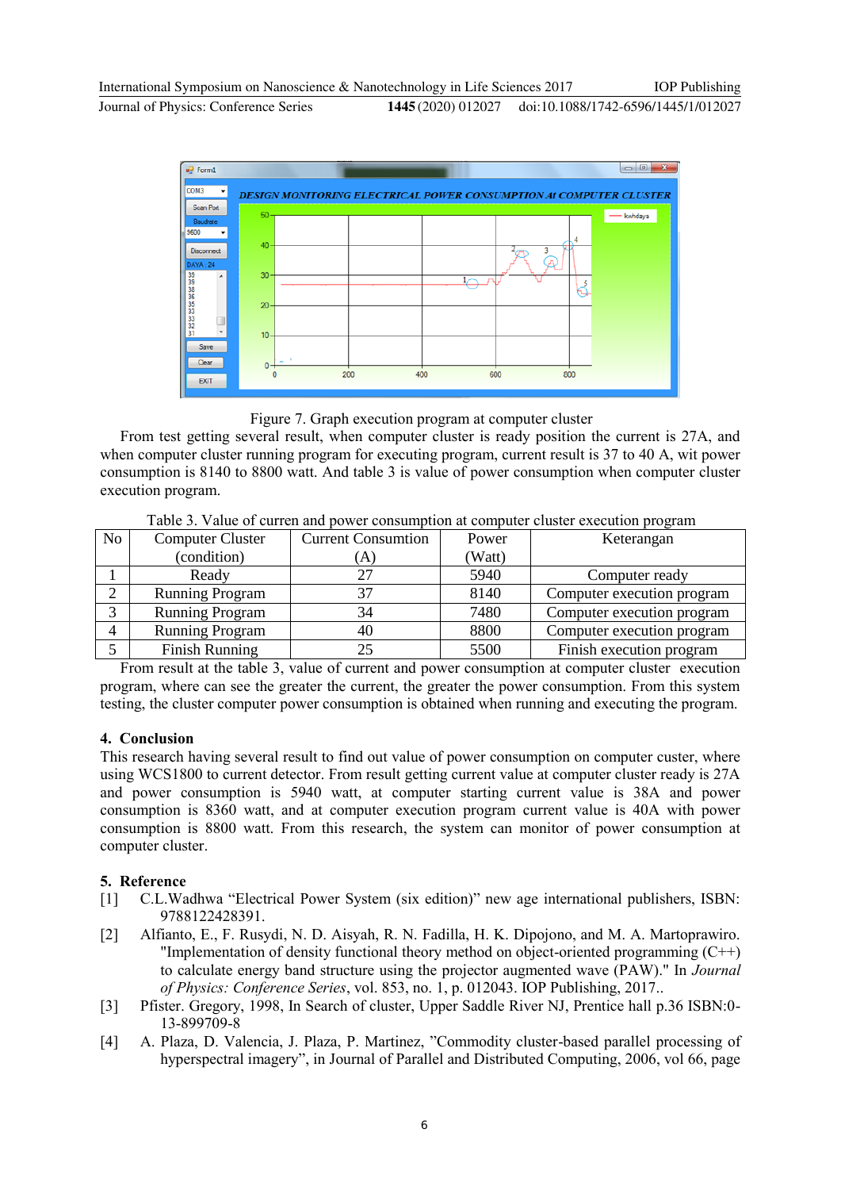Figure 7. Graph execution program at computer cluster

From test getting several result, when computer cluster is ready position the current is 27A, and when computer cluster running program for executing program, current result is 37 to 40 A, wit power consumption is 8140 to 8800 watt. And table 3 is value of power consumption when computer cluster execution program.

Table 3. Value of curren and power consumption at computer cluster execution program

| No | Computer Cluster (condition) | Current Consumtion (A) | Power (Watt) | Keterangan |
|---|---|---|---|---|
| 1 | Ready | 27 | 5940 | Computer ready |
| 2 | Running Program | 37 | 8140 | Computer execution program |
| 3 | Running Program | 34 | 7480 | Computer execution program |
| 4 | Running Program | 40 | 8800 | Computer execution program |
| 5 | Finish Running | 25 | 5500 | Finish execution program |

From result at the table 3, value of current and power consumption at computer cluster execution program, where can see the greater the current, the greater the power consumption. From this system testing, the cluster computer power consumption is obtained when running and executing the program.

## 4. Conclusion

This research having several result to find out value of power consumption on computer custer, where using WCS1800 to current detector. From result getting current value at computer cluster ready is 27A and power consumption is 5940 watt, at computer starting current value is 38A and power consumption is 8360 watt, and at computer execution program current value is 40A with power consumption is 8800 watt. From this research, the system can monitor of power consumption at computer cluster.

## 5. Reference

[1] C.L.Wadhwa "Electrical Power System (six edition)" new age international publishers, ISBN: 9788122428391.

[2] Alfianto, E., F. Rusydi, N. D. Aisyah, R. N. Fadilla, H. K. Dipojono, and M. A. Martoprawiro. "Implementation of density functional theory method on object-oriented programming (C++) to calculate energy band structure using the projector augmented wave (PAW)." In *Journal of Physics: Conference Series*, vol. 853, no. 1, p. 012043. IOP Publishing, 2017..

[3] Pfister. Gregory, 1998, In Search of cluster, Upper Saddle River NJ, Prentice hall p.36 ISBN:0-13-899709-8

[4] A. Plaza, D. Valencia, J. Plaza, P. Martinez, "Commodity cluster-based parallel processing of hyperspectral imagery", in Journal of Parallel and Distributed Computing, 2006, vol 66, page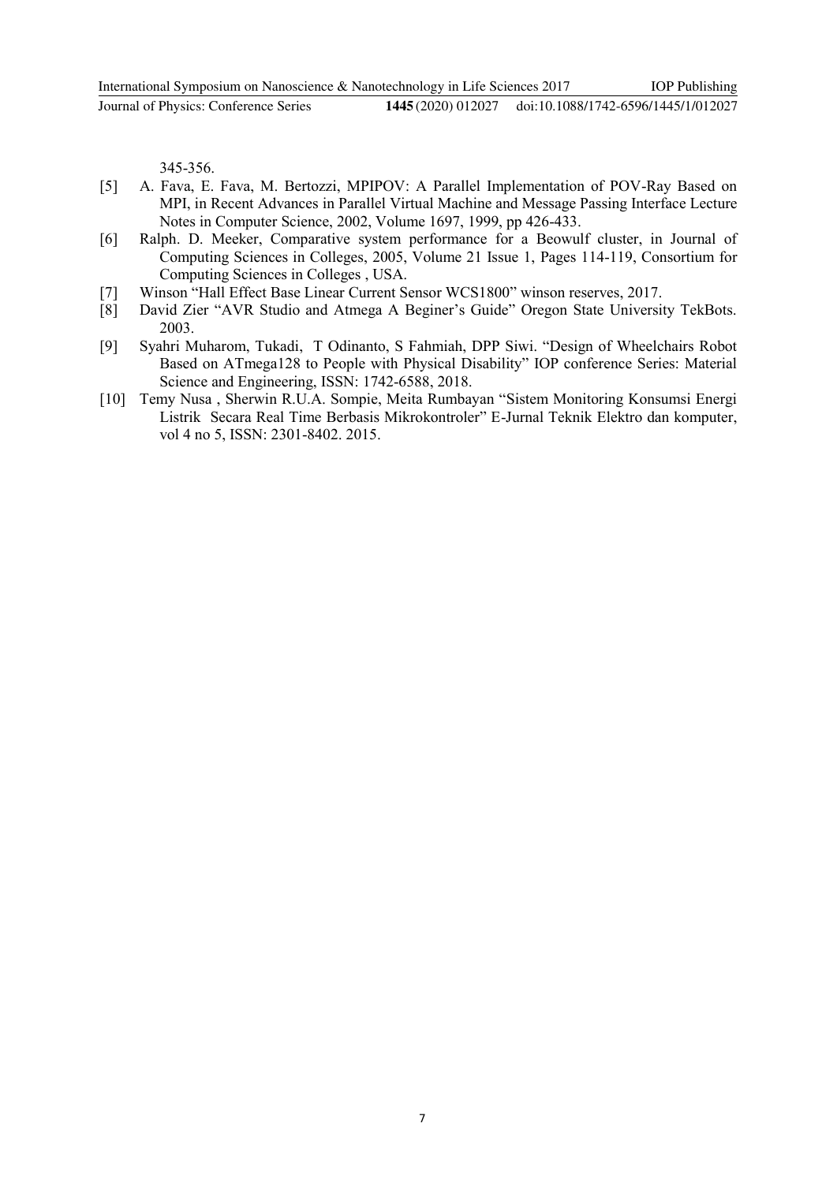345-356.

[5] A. Fava, E. Fava, M. Bertozzi, MPIPOV: A Parallel Implementation of POV-Ray Based on MPI, in Recent Advances in Parallel Virtual Machine and Message Passing Interface Lecture Notes in Computer Science, 2002, Volume 1697, 1999, pp 426-433.

[6] Ralph. D. Meeker, Comparative system performance for a Beowulf cluster, in Journal of Computing Sciences in Colleges, 2005, Volume 21 Issue 1, Pages 114-119, Consortium for Computing Sciences in Colleges , USA.

[7] Winson "Hall Effect Base Linear Current Sensor WCS1800" winson reserves, 2017.

[8] David Zier "AVR Studio and Atmega A Beginer's Guide" Oregon State University TekBots. 2003.

[9] Syahri Muharom, Tukadi, T Odinanto, S Fahmiah, DPP Siwi. "Design of Wheelchairs Robot Based on ATmega128 to People with Physical Disability" IOP conference Series: Material Science and Engineering, ISSN: 1742-6588, 2018.

[10] Temy Nusa , Sherwin R.U.A. Sompie, Meita Rumbayan "Sistem Monitoring Konsumsi Energi Listrik Secara Real Time Berbasis Mikrokontroler" E-Jurnal Teknik Elektro dan komputer, vol 4 no 5, ISSN: 2301-8402. 2015.